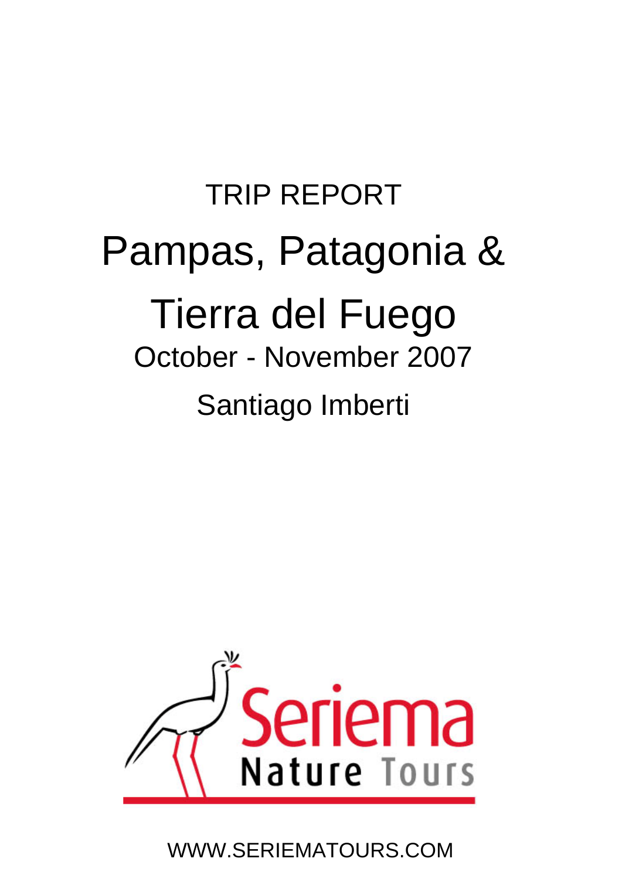TRIP REPORT

# Pampas, Patagonia & Tierra del Fuego

October - November 2007

Santiago Imberti

Seriema

Nature Tours

WWW.SERIEMATOURS.COM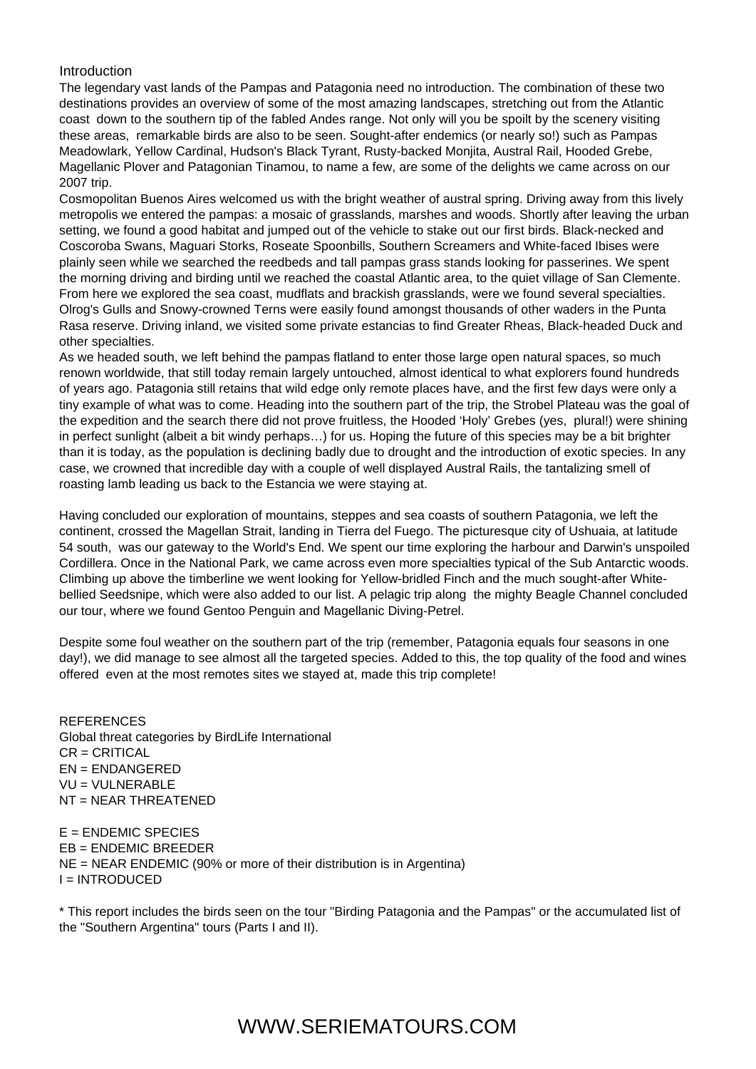## Introduction

The legendary vast lands of the Pampas and Patagonia need no introduction. The combination of these two destinations provides an overview of some of the most amazing landscapes, stretching out from the Atlantic coast down to the southern tip of the fabled Andes range. Not only will you be spoilt by the scenery visiting these areas, remarkable birds are also to be seen. Sought-after endemics (or nearly so!) such as Pampas Meadowlark, Yellow Cardinal, Hudson's Black Tyrant, Rusty-backed Monjita, Austral Rail, Hooded Grebe, Magellanic Plover and Patagonian Tinamou, to name a few, are some of the delights we came across on our 2007 trip.

Cosmopolitan Buenos Aires welcomed us with the bright weather of austral spring. Driving away from this lively metropolis we entered the pampas: a mosaic of grasslands, marshes and woods. Shortly after leaving the urban setting, we found a good habitat and jumped out of the vehicle to stake out our first birds. Black-necked and Coscoroba Swans, Maguari Storks, Roseate Spoonbills, Southern Screamers and White-faced Ibises were plainly seen while we searched the reedbeds and tall pampas grass stands looking for passerines. We spent the morning driving and birding until we reached the coastal Atlantic area, to the quiet village of San Clemente. From here we explored the sea coast, mudflats and brackish grasslands, were we found several specialties. Olrog's Gulls and Snowy-crowned Terns were easily found amongst thousands of other waders in the Punta Rasa reserve. Driving inland, we visited some private estancias to find Greater Rheas, Black-headed Duck and other specialties.

As we headed south, we left behind the pampas flatland to enter those large open natural spaces, so much renown worldwide, that still today remain largely untouched, almost identical to what explorers found hundreds of years ago. Patagonia still retains that wild edge only remote places have, and the first few days were only a tiny example of what was to come. Heading into the southern part of the trip, the Strobel Plateau was the goal of the expedition and the search there did not prove fruitless, the Hooded 'Holy' Grebes (yes, plural!) were shining in perfect sunlight (albeit a bit windy perhaps…) for us. Hoping the future of this species may be a bit brighter than it is today, as the population is declining badly due to drought and the introduction of exotic species. In any case, we crowned that incredible day with a couple of well displayed Austral Rails, the tantalizing smell of roasting lamb leading us back to the Estancia we were staying at.

Having concluded our exploration of mountains, steppes and sea coasts of southern Patagonia, we left the continent, crossed the Magellan Strait, landing in Tierra del Fuego. The picturesque city of Ushuaia, at latitude 54 south, was our gateway to the World's End. We spent our time exploring the harbour and Darwin's unspoiled Cordillera. Once in the National Park, we came across even more specialties typical of the Sub Antarctic woods. Climbing up above the timberline we went looking for Yellow-bridled Finch and the much sought-after White-bellied Seedsnipe, which were also added to our list. A pelagic trip along the mighty Beagle Channel concluded our tour, where we found Gentoo Penguin and Magellanic Diving-Petrel.

Despite some foul weather on the southern part of the trip (remember, Patagonia equals four seasons in one day!), we did manage to see almost all the targeted species. Added to this, the top quality of the food and wines offered even at the most remotes sites we stayed at, made this trip complete!

REFERENCES
Global threat categories by BirdLife International
CR = CRITICAL
EN = ENDANGERED
VU = VULNERABLE
NT = NEAR THREATENED

E = ENDEMIC SPECIES
EB = ENDEMIC BREEDER
NE = NEAR ENDEMIC (90% or more of their distribution is in Argentina)
I = INTRODUCED

* This report includes the birds seen on the tour "Birding Patagonia and the Pampas" or the accumulated list of the "Southern Argentina" tours (Parts I and II).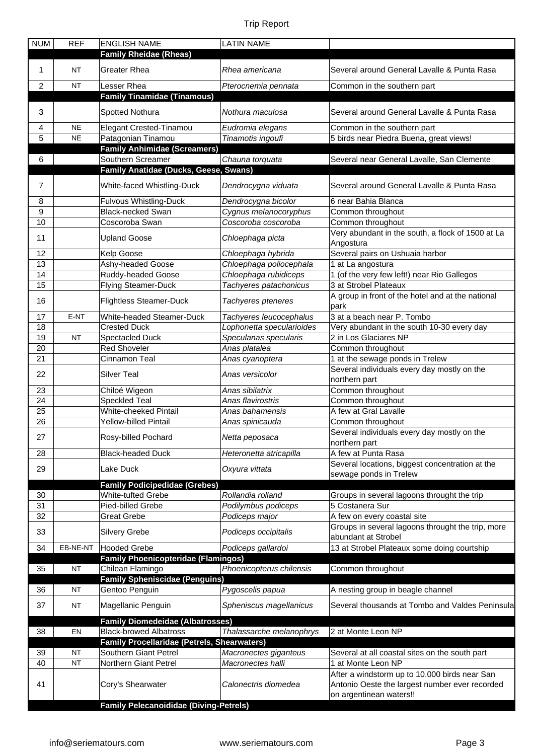| NUM | REF | ENGLISH NAME | LATIN NAME | |
|---|---|---|---|---|
| | | **Family Rheidae (Rheas)** | | |
| 1 | NT | Greater Rhea | *Rhea americana* | Several around General Lavalle & Punta Rasa |
| 2 | NT | Lesser Rhea | *Pterocnemia pennata* | Common in the southern part |
| | | **Family Tinamidae (Tinamous)** | | |
| 3 | | Spotted Nothura | *Nothura maculosa* | Several around General Lavalle & Punta Rasa |
| 4 | NE | Elegant Crested-Tinamou | *Eudromia elegans* | Common in the southern part |
| 5 | NE | Patagonian Tinamou | *Tinamotis ingoufi* | 5 birds near Piedra Buena, great views! |
| | | **Family Anhimidae (Screamers)** | | |
| 6 | | Southern Screamer | *Chauna torquata* | Several near General Lavalle, San Clemente |
| | | **Family Anatidae (Ducks, Geese, Swans)** | | |
| 7 | | White-faced Whistling-Duck | *Dendrocygna viduata* | Several around General Lavalle & Punta Rasa |
| 8 | | Fulvous Whistling-Duck | *Dendrocygna bicolor* | 6 near Bahia Blanca |
| 9 | | Black-necked Swan | *Cygnus melanocoryphus* | Common throughout |
| 10 | | Coscoroba Swan | *Coscoroba coscoroba* | Common throughout |
| 11 | | Upland Goose | *Chloephaga picta* | Very abundant in the south, a flock of 1500 at La Angostura |
| 12 | | Kelp Goose | *Chloephaga hybrida* | Several pairs on Ushuaia harbor |
| 13 | | Ashy-headed Goose | *Chloephaga poliocephala* | 1 at La angostura |
| 14 | | Ruddy-headed Goose | *Chloephaga rubidiceps* | 1 (of the very few left!) near Rio Gallegos |
| 15 | | Flying Steamer-Duck | *Tachyeres patachonicus* | 3 at Strobel Plateaux |
| 16 | | Flightless Steamer-Duck | *Tachyeres pteneres* | A group in front of the hotel and at the national park |
| 17 | E-NT | White-headed Steamer-Duck | *Tachyeres leucocephalus* | 3 at a beach near P. Tombo |
| 18 | | Crested Duck | *Lophonetta specularioides* | Very abundant in the south 10-30 every day |
| 19 | NT | Spectacled Duck | *Speculanas specularis* | 2 in Los Glaciares NP |
| 20 | | Red Shoveler | *Anas platalea* | Common throughout |
| 21 | | Cinnamon Teal | *Anas cyanoptera* | 1 at the sewage ponds in Trelew |
| 22 | | Silver Teal | *Anas versicolor* | Several individuals every day mostly on the northern part |
| 23 | | Chiloé Wigeon | *Anas sibilatrix* | Common throughout |
| 24 | | Speckled Teal | *Anas flavirostris* | Common throughout |
| 25 | | White-cheeked Pintail | *Anas bahamensis* | A few at Gral Lavalle |
| 26 | | Yellow-billed Pintail | *Anas spinicauda* | Common throughout |
| 27 | | Rosy-billed Pochard | *Netta peposaca* | Several individuals every day mostly on the northern part |
| 28 | | Black-headed Duck | *Heteronetta atricapilla* | A few at Punta Rasa |
| 29 | | Lake Duck | *Oxyura vittata* | Several locations, biggest concentration at the sewage ponds in Trelew |
| | | **Family Podicipedidae (Grebes)** | | |
| 30 | | White-tufted Grebe | *Rollandia rolland* | Groups in several lagoons throught the trip |
| 31 | | Pied-billed Grebe | *Podilymbus podiceps* | 5 Costanera Sur |
| 32 | | Great Grebe | *Podiceps major* | A few on every coastal site |
| 33 | | Silvery Grebe | *Podiceps occipitalis* | Groups in several lagoons throught the trip, more abundant at Strobel |
| 34 | EB-NE-NT | Hooded Grebe | *Podiceps gallardoi* | 13 at Strobel Plateaux some doing courtship |
| | | **Family Phoenicopteridae (Flamingos)** | | |
| 35 | NT | Chilean Flamingo | *Phoenicopterus chilensis* | Common throughout |
| | | **Family Spheniscidae (Penguins)** | | |
| 36 | NT | Gentoo Penguin | *Pygoscelis papua* | A nesting group in beagle channel |
| 37 | NT | Magellanic Penguin | *Spheniscus magellanicus* | Several thousands at Tombo and Valdes Peninsula |
| | | **Family Diomedeidae (Albatrosses)** | | |
| 38 | EN | Black-browed Albatross | *Thalassarche melanophrys* | 2 at Monte Leon NP |
| | | **Family Procellaridae (Petrels, Shearwaters)** | | |
| 39 | NT | Southern Giant Petrel | *Macronectes giganteus* | Several at all coastal sites on the south part |
| 40 | NT | Northern Giant Petrel | *Macronectes halli* | 1 at Monte Leon NP |
| 41 | | Cory's Shearwater | *Calonectris diomedea* | After a windstorm up to 10.000 birds near San Antonio Oeste the largest number ever recorded on argentinean waters!! |
| | | **Family Pelecanoididae (Diving-Petrels)** | | |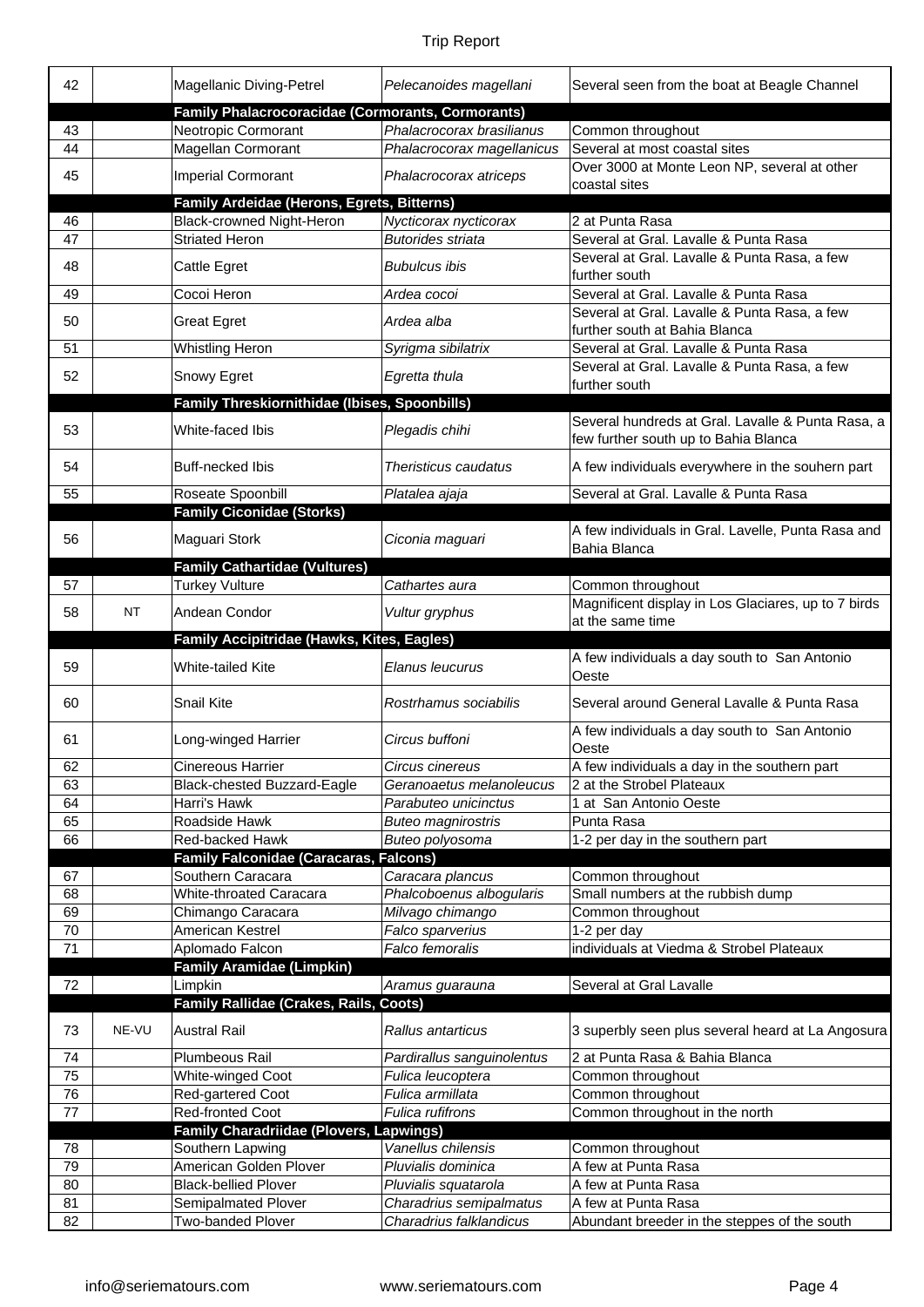| | | | | |
|---|---|---|---|---|
| 42 | | Magellanic Diving-Petrel | *Pelecanoides magellani* | Several seen from the boat at Beagle Channel |
| | | **Family Phalacrocoracidae (Cormorants, Cormorants)** | | |
| 43 | | Neotropic Cormorant | *Phalacrocorax brasilianus* | Common throughout |
| 44 | | Magellan Cormorant | *Phalacrocorax magellanicus* | Several at most coastal sites |
| 45 | | Imperial Cormorant | *Phalacrocorax atriceps* | Over 3000 at Monte Leon NP, several at other coastal sites |
| | | **Family Ardeidae (Herons, Egrets, Bitterns)** | | |
| 46 | | Black-crowned Night-Heron | *Nycticorax nycticorax* | 2 at Punta Rasa |
| 47 | | Striated Heron | *Butorides striata* | Several at Gral. Lavalle & Punta Rasa |
| 48 | | Cattle Egret | *Bubulcus ibis* | Several at Gral. Lavalle & Punta Rasa, a few further south |
| 49 | | Cocoi Heron | *Ardea cocoi* | Several at Gral. Lavalle & Punta Rasa |
| 50 | | Great Egret | *Ardea alba* | Several at Gral. Lavalle & Punta Rasa, a few further south at Bahia Blanca |
| 51 | | Whistling Heron | *Syrigma sibilatrix* | Several at Gral. Lavalle & Punta Rasa |
| 52 | | Snowy Egret | *Egretta thula* | Several at Gral. Lavalle & Punta Rasa, a few further south |
| | | **Family Threskiornithidae (Ibises, Spoonbills)** | | |
| 53 | | White-faced Ibis | *Plegadis chihi* | Several hundreds at Gral. Lavalle & Punta Rasa, a few further south up to Bahia Blanca |
| 54 | | Buff-necked Ibis | *Theristicus caudatus* | A few individuals everywhere in the souhern part |
| 55 | | Roseate Spoonbill | *Platalea ajaja* | Several at Gral. Lavalle & Punta Rasa |
| | | **Family Ciconidae (Storks)** | | |
| 56 | | Maguari Stork | *Ciconia maguari* | A few individuals in Gral. Lavelle, Punta Rasa and Bahia Blanca |
| | | **Family Cathartidae (Vultures)** | | |
| 57 | | Turkey Vulture | *Cathartes aura* | Common throughout |
| 58 | NT | Andean Condor | *Vultur gryphus* | Magnificent display in Los Glaciares, up to 7 birds at the same time |
| | | **Family Accipitridae (Hawks, Kites, Eagles)** | | |
| 59 | | White-tailed Kite | *Elanus leucurus* | A few individuals a day south to San Antonio Oeste |
| 60 | | Snail Kite | *Rostrhamus sociabilis* | Several around General Lavalle & Punta Rasa |
| 61 | | Long-winged Harrier | *Circus buffoni* | A few individuals a day south to San Antonio Oeste |
| 62 | | Cinereous Harrier | *Circus cinereus* | A few individuals a day in the southern part |
| 63 | | Black-chested Buzzard-Eagle | *Geranoaetus melanoleucus* | 2 at the Strobel Plateaux |
| 64 | | Harri's Hawk | *Parabuteo unicinctus* | 1 at San Antonio Oeste |
| 65 | | Roadside Hawk | *Buteo magnirostris* | Punta Rasa |
| 66 | | Red-backed Hawk | *Buteo polyosoma* | 1-2 per day in the southern part |
| | | **Family Falconidae (Caracaras, Falcons)** | | |
| 67 | | Southern Caracara | *Caracara plancus* | Common throughout |
| 68 | | White-throated Caracara | *Phalcoboenus albogularis* | Small numbers at the rubbish dump |
| 69 | | Chimango Caracara | *Milvago chimango* | Common throughout |
| 70 | | American Kestrel | *Falco sparverius* | 1-2 per day |
| 71 | | Aplomado Falcon | *Falco femoralis* | individuals at Viedma & Strobel Plateaux |
| | | **Family Aramidae (Limpkin)** | | |
| 72 | | Limpkin | *Aramus guarauna* | Several at Gral Lavalle |
| | | **Family Rallidae (Crakes, Rails, Coots)** | | |
| 73 | NE-VU | Austral Rail | *Rallus antarticus* | 3 superbly seen plus several heard at La Angosura |
| 74 | | Plumbeous Rail | *Pardirallus sanguinolentus* | 2 at Punta Rasa & Bahia Blanca |
| 75 | | White-winged Coot | *Fulica leucoptera* | Common throughout |
| 76 | | Red-gartered Coot | *Fulica armillata* | Common throughout |
| 77 | | Red-fronted Coot | *Fulica rufifrons* | Common throughout in the north |
| | | **Family Charadriidae (Plovers, Lapwings)** | | |
| 78 | | Southern Lapwing | *Vanellus chilensis* | Common throughout |
| 79 | | American Golden Plover | *Pluvialis dominica* | A few at Punta Rasa |
| 80 | | Black-bellied Plover | *Pluvialis squatarola* | A few at Punta Rasa |
| 81 | | Semipalmated Plover | *Charadrius semipalmatus* | A few at Punta Rasa |
| 82 | | Two-banded Plover | *Charadrius falklandicus* | Abundant breeder in the steppes of the south |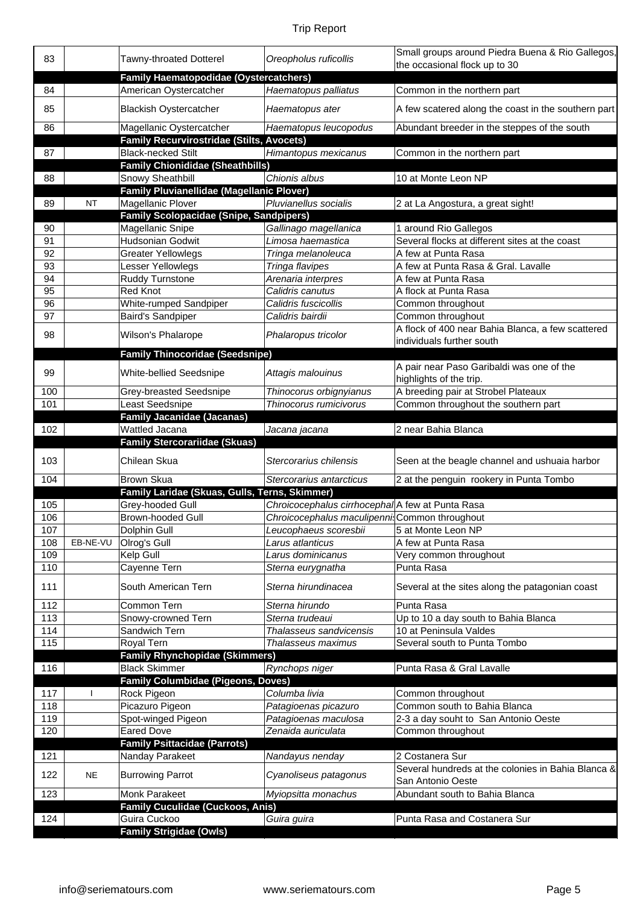| # | Status | Common name | Scientific name | Notes |
|---|---|---|---|---|
| 83 | | Tawny-throated Dotterel | *Oreopholus ruficollis* | Small groups around Piedra Buena & Rio Gallegos, the occasional flock up to 30 |
| | | **Family Haematopodidae (Oystercatchers)** | | |
| 84 | | American Oystercatcher | *Haematopus palliatus* | Common in the northern part |
| 85 | | Blackish Oystercatcher | *Haematopus ater* | A few scatered along the coast in the southern part |
| 86 | | Magellanic Oystercatcher | *Haematopus leucopodus* | Abundant breeder in the steppes of the south |
| | | **Family Recurvirostridae (Stilts, Avocets)** | | |
| 87 | | Black-necked Stilt | *Himantopus mexicanus* | Common in the northern part |
| | | **Family Chionididae (Sheathbills)** | | |
| 88 | | Snowy Sheathbill | *Chionis albus* | 10 at Monte Leon NP |
| | | **Family Pluvianellidae (Magellanic Plover)** | | |
| 89 | NT | Magellanic Plover | *Pluvianellus socialis* | 2 at La Angostura, a great sight! |
| | | **Family Scolopacidae (Snipe, Sandpipers)** | | |
| 90 | | Magellanic Snipe | *Gallinago magellanica* | 1 around Rio Gallegos |
| 91 | | Hudsonian Godwit | *Limosa haemastica* | Several flocks at different sites at the coast |
| 92 | | Greater Yellowlegs | *Tringa melanoleuca* | A few at Punta Rasa |
| 93 | | Lesser Yellowlegs | *Tringa flavipes* | A few at Punta Rasa & Gral. Lavalle |
| 94 | | Ruddy Turnstone | *Arenaria interpres* | A few at Punta Rasa |
| 95 | | Red Knot | *Calidris canutus* | A flock at Punta Rasa |
| 96 | | White-rumped Sandpiper | *Calidris fuscicollis* | Common throughout |
| 97 | | Baird's Sandpiper | *Calidris bairdii* | Common throughout |
| 98 | | Wilson's Phalarope | *Phalaropus tricolor* | A flock of 400 near Bahia Blanca, a few scattered individuals further south |
| | | **Family Thinocoridae (Seedsnipe)** | | |
| 99 | | White-bellied Seedsnipe | *Attagis malouinus* | A pair near Paso Garibaldi was one of the highlights of the trip. |
| 100 | | Grey-breasted Seedsnipe | *Thinocorus orbignyianus* | A breeding pair at Strobel Plateaux |
| 101 | | Least Seedsnipe | *Thinocorus rumicivorus* | Common throughout the southern part |
| | | **Family Jacanidae (Jacanas)** | | |
| 102 | | Wattled Jacana | *Jacana jacana* | 2 near Bahia Blanca |
| | | **Family Stercorariidae (Skuas)** | | |
| 103 | | Chilean Skua | *Stercorarius chilensis* | Seen at the beagle channel and ushuaia harbor |
| 104 | | Brown Skua | *Stercorarius antarcticus* | 2 at the penguin rookery in Punta Tombo |
| | | **Family Laridae (Skuas, Gulls, Terns, Skimmer)** | | |
| 105 | | Grey-hooded Gull | *Chroicocephalus cirrhocephal* | A few at Punta Rasa |
| 106 | | Brown-hooded Gull | *Chroicocephalus maculipenni* | Common throughout |
| 107 | | Dolphin Gull | *Leucophaeus scoresbii* | 5 at Monte Leon NP |
| 108 | EB-NE-VU | Olrog's Gull | *Larus atlanticus* | A few at Punta Rasa |
| 109 | | Kelp Gull | *Larus dominicanus* | Very common throughout |
| 110 | | Cayenne Tern | *Sterna eurygnatha* | Punta Rasa |
| 111 | | South American Tern | *Sterna hirundinacea* | Several at the sites along the patagonian coast |
| 112 | | Common Tern | *Sterna hirundo* | Punta Rasa |
| 113 | | Snowy-crowned Tern | *Sterna trudeaui* | Up to 10 a day south to Bahia Blanca |
| 114 | | Sandwich Tern | *Thalasseus sandvicensis* | 10 at Peninsula Valdes |
| 115 | | Royal Tern | *Thalasseus maximus* | Several south to Punta Tombo |
| | | **Family Rhynchopidae (Skimmers)** | | |
| 116 | | Black Skimmer | *Rynchops niger* | Punta Rasa & Gral Lavalle |
| | | **Family Columbidae (Pigeons, Doves)** | | |
| 117 | I | Rock Pigeon | *Columba livia* | Common throughout |
| 118 | | Picazuro Pigeon | *Patagioenas picazuro* | Common south to Bahia Blanca |
| 119 | | Spot-winged Pigeon | *Patagioenas maculosa* | 2-3 a day souht to San Antonio Oeste |
| 120 | | Eared Dove | *Zenaida auriculata* | Common throughout |
| | | **Family Psittacidae (Parrots)** | | |
| 121 | | Nanday Parakeet | *Nandayus nenday* | 2 Costanera Sur |
| 122 | NE | Burrowing Parrot | *Cyanoliseus patagonus* | Several hundreds at the colonies in Bahia Blanca & San Antonio Oeste |
| 123 | | Monk Parakeet | *Myiopsitta monachus* | Abundant south to Bahia Blanca |
| | | **Family Cuculidae (Cuckoos, Anis)** | | |
| 124 | | Guira Cuckoo | *Guira guira* | Punta Rasa and Costanera Sur |
| | | **Family Strigidae (Owls)** | | |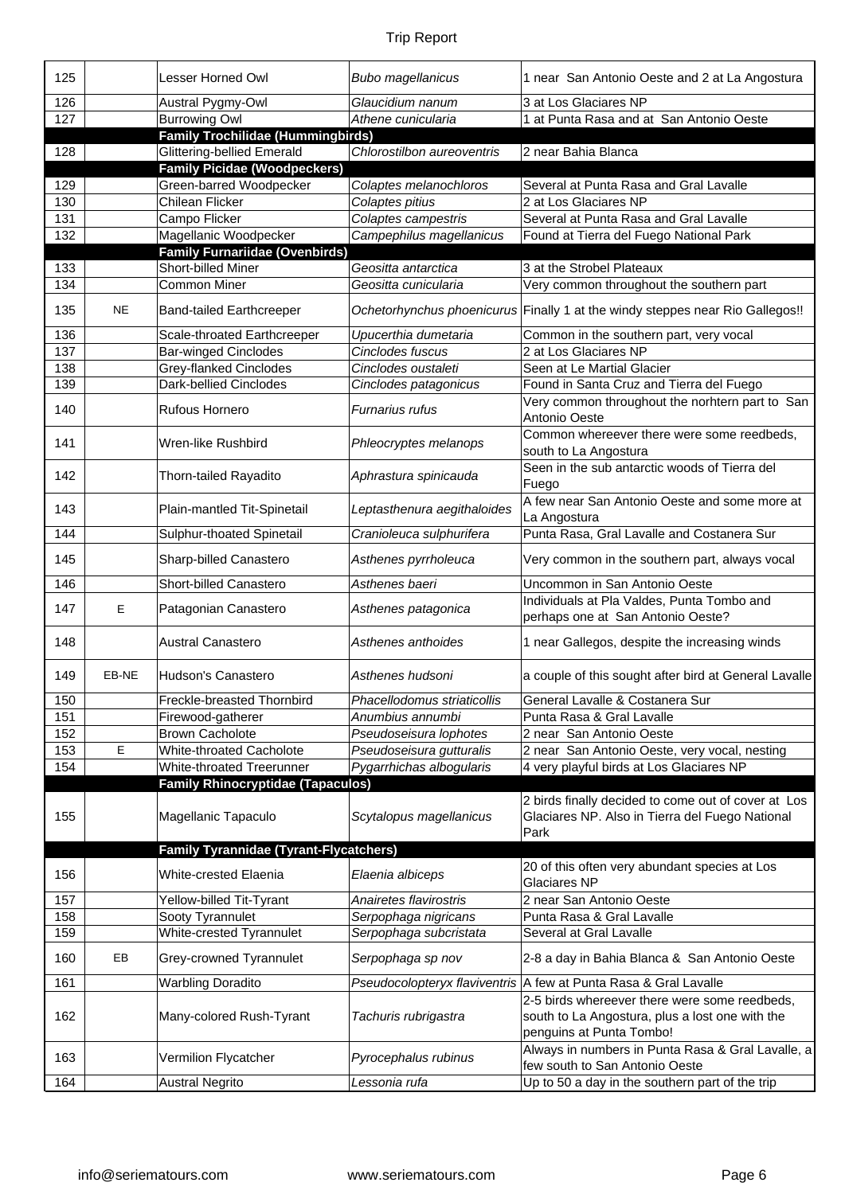| | | | | |
|---|---|---|---|---|
| 125 | | Lesser Horned Owl | *Bubo magellanicus* | 1 near San Antonio Oeste and 2 at La Angostura |
| 126 | | Austral Pygmy-Owl | *Glaucidium nanum* | 3 at Los Glaciares NP |
| 127 | | Burrowing Owl | *Athene cunicularia* | 1 at Punta Rasa and at San Antonio Oeste |
| | | **Family Trochilidae (Hummingbirds)** | | |
| 128 | | Glittering-bellied Emerald | *Chlorostilbon aureoventris* | 2 near Bahia Blanca |
| | | **Family Picidae (Woodpeckers)** | | |
| 129 | | Green-barred Woodpecker | *Colaptes melanochloros* | Several at Punta Rasa and Gral Lavalle |
| 130 | | Chilean Flicker | *Colaptes pitius* | 2 at Los Glaciares NP |
| 131 | | Campo Flicker | *Colaptes campestris* | Several at Punta Rasa and Gral Lavalle |
| 132 | | Magellanic Woodpecker | *Campephilus magellanicus* | Found at Tierra del Fuego National Park |
| | | **Family Furnariidae (Ovenbirds)** | | |
| 133 | | Short-billed Miner | *Geositta antarctica* | 3 at the Strobel Plateaux |
| 134 | | Common Miner | *Geositta cunicularia* | Very common throughout the southern part |
| 135 | NE | Band-tailed Earthcreeper | *Ochetorhynchus phoenicurus* | Finally 1 at the windy steppes near Rio Gallegos!! |
| 136 | | Scale-throated Earthcreeper | *Upucerthia dumetaria* | Common in the southern part, very vocal |
| 137 | | Bar-winged Cinclodes | *Cinclodes fuscus* | 2 at Los Glaciares NP |
| 138 | | Grey-flanked Cinclodes | *Cinclodes oustaleti* | Seen at Le Martial Glacier |
| 139 | | Dark-bellied Cinclodes | *Cinclodes patagonicus* | Found in Santa Cruz and Tierra del Fuego |
| 140 | | Rufous Hornero | *Furnarius rufus* | Very common throughout the norhtern part to San Antonio Oeste |
| 141 | | Wren-like Rushbird | *Phleocryptes melanops* | Common whereever there were some reedbeds, south to La Angostura |
| 142 | | Thorn-tailed Rayadito | *Aphrastura spinicauda* | Seen in the sub antarctic woods of Tierra del Fuego |
| 143 | | Plain-mantled Tit-Spinetail | *Leptasthenura aegithaloides* | A few near San Antonio Oeste and some more at La Angostura |
| 144 | | Sulphur-thoated Spinetail | *Cranioleuca sulphurifera* | Punta Rasa, Gral Lavalle and Costanera Sur |
| 145 | | Sharp-billed Canastero | *Asthenes pyrrholeuca* | Very common in the southern part, always vocal |
| 146 | | Short-billed Canastero | *Asthenes baeri* | Uncommon in San Antonio Oeste |
| 147 | E | Patagonian Canastero | *Asthenes patagonica* | Individuals at Pla Valdes, Punta Tombo and perhaps one at San Antonio Oeste? |
| 148 | | Austral Canastero | *Asthenes anthoides* | 1 near Gallegos, despite the increasing winds |
| 149 | EB-NE | Hudson's Canastero | *Asthenes hudsoni* | a couple of this sought after bird at General Lavalle |
| 150 | | Freckle-breasted Thornbird | *Phacellodomus striaticollis* | General Lavalle & Costanera Sur |
| 151 | | Firewood-gatherer | *Anumbius annumbi* | Punta Rasa & Gral Lavalle |
| 152 | | Brown Cacholote | *Pseudoseisura lophotes* | 2 near San Antonio Oeste |
| 153 | E | White-throated Cacholote | *Pseudoseisura gutturalis* | 2 near San Antonio Oeste, very vocal, nesting |
| 154 | | White-throated Treerunner | *Pygarrhichas albogularis* | 4 very playful birds at Los Glaciares NP |
| | | **Family Rhinocryptidae (Tapaculos)** | | |
| 155 | | Magellanic Tapaculo | *Scytalopus magellanicus* | 2 birds finally decided to come out of cover at Los Glaciares NP. Also in Tierra del Fuego National Park |
| | | **Family Tyrannidae (Tyrant-Flycatchers)** | | |
| 156 | | White-crested Elaenia | *Elaenia albiceps* | 20 of this often very abundant species at Los Glaciares NP |
| 157 | | Yellow-billed Tit-Tyrant | *Anairetes flavirostris* | 2 near San Antonio Oeste |
| 158 | | Sooty Tyrannulet | *Serpophaga nigricans* | Punta Rasa & Gral Lavalle |
| 159 | | White-crested Tyrannulet | *Serpophaga subcristata* | Several at Gral Lavalle |
| 160 | EB | Grey-crowned Tyrannulet | *Serpophaga sp nov* | 2-8 a day in Bahia Blanca & San Antonio Oeste |
| 161 | | Warbling Doradito | *Pseudocolopteryx flaviventris* | A few at Punta Rasa & Gral Lavalle |
| 162 | | Many-colored Rush-Tyrant | *Tachuris rubrigastra* | 2-5 birds whereever there were some reedbeds, south to La Angostura, plus a lost one with the penguins at Punta Tombo! |
| 163 | | Vermilion Flycatcher | *Pyrocephalus rubinus* | Always in numbers in Punta Rasa & Gral Lavalle, a few south to San Antonio Oeste |
| 164 | | Austral Negrito | *Lessonia rufa* | Up to 50 a day in the southern part of the trip |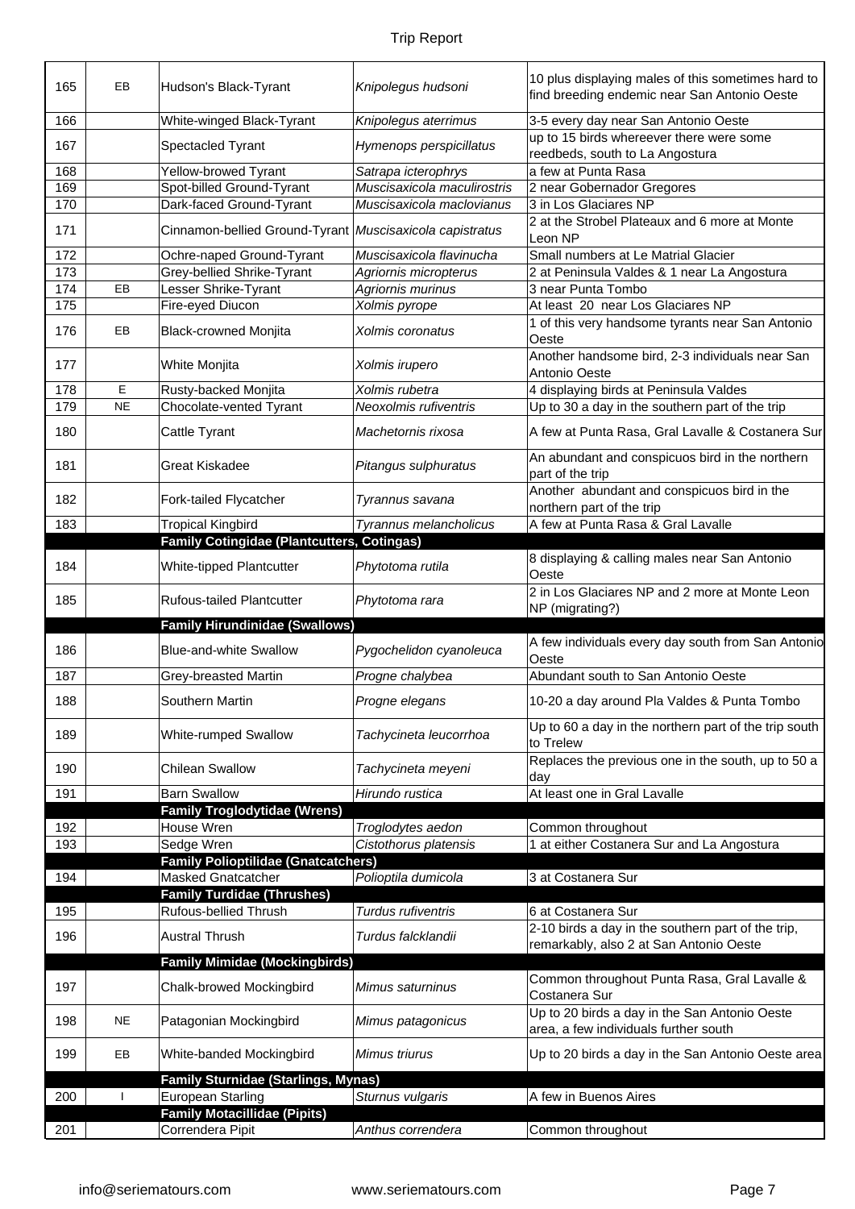| | | | | |
|---|---|---|---|---|
| 165 | EB | Hudson's Black-Tyrant | *Knipolegus hudsoni* | 10 plus displaying males of this sometimes hard to find breeding endemic near San Antonio Oeste |
| 166 | | White-winged Black-Tyrant | *Knipolegus aterrimus* | 3-5 every day near San Antonio Oeste |
| 167 | | Spectacled Tyrant | *Hymenops perspicillatus* | up to 15 birds whereever there were some reedbeds, south to La Angostura |
| 168 | | Yellow-browed Tyrant | *Satrapa icterophrys* | a few at Punta Rasa |
| 169 | | Spot-billed Ground-Tyrant | *Muscisaxicola maculirostris* | 2 near Gobernador Gregores |
| 170 | | Dark-faced Ground-Tyrant | *Muscisaxicola maclovianus* | 3 in Los Glaciares NP |
| 171 | | Cinnamon-bellied Ground-Tyrant | *Muscisaxicola capistratus* | 2 at the Strobel Plateaux and 6 more at Monte Leon NP |
| 172 | | Ochre-naped Ground-Tyrant | *Muscisaxicola flavinucha* | Small numbers at Le Matrial Glacier |
| 173 | | Grey-bellied Shrike-Tyrant | *Agriornis micropterus* | 2 at Peninsula Valdes & 1 near La Angostura |
| 174 | EB | Lesser Shrike-Tyrant | *Agriornis murinus* | 3 near Punta Tombo |
| 175 | | Fire-eyed Diucon | *Xolmis pyrope* | At least 20 near Los Glaciares NP |
| 176 | EB | Black-crowned Monjita | *Xolmis coronatus* | 1 of this very handsome tyrants near San Antonio Oeste |
| 177 | | White Monjita | *Xolmis irupero* | Another handsome bird, 2-3 individuals near San Antonio Oeste |
| 178 | E | Rusty-backed Monjita | *Xolmis rubetra* | 4 displaying birds at Peninsula Valdes |
| 179 | NE | Chocolate-vented Tyrant | *Neoxolmis rufiventris* | Up to 30 a day in the southern part of the trip |
| 180 | | Cattle Tyrant | *Machetornis rixosa* | A few at Punta Rasa, Gral Lavalle & Costanera Sur |
| 181 | | Great Kiskadee | *Pitangus sulphuratus* | An abundant and conspicuos bird in the northern part of the trip |
| 182 | | Fork-tailed Flycatcher | *Tyrannus savana* | Another abundant and conspicuos bird in the northern part of the trip |
| 183 | | Tropical Kingbird | *Tyrannus melancholicus* | A few at Punta Rasa & Gral Lavalle |
| | | **Family Cotingidae (Plantcutters, Cotingas)** | | |
| 184 | | White-tipped Plantcutter | *Phytotoma rutila* | 8 displaying & calling males near San Antonio Oeste |
| 185 | | Rufous-tailed Plantcutter | *Phytotoma rara* | 2 in Los Glaciares NP and 2 more at Monte Leon NP (migrating?) |
| | | **Family Hirundinidae (Swallows)** | | |
| 186 | | Blue-and-white Swallow | *Pygochelidon cyanoleuca* | A few individuals every day south from San Antonio Oeste |
| 187 | | Grey-breasted Martin | *Progne chalybea* | Abundant south to San Antonio Oeste |
| 188 | | Southern Martin | *Progne elegans* | 10-20 a day around Pla Valdes & Punta Tombo |
| 189 | | White-rumped Swallow | *Tachycineta leucorrhoa* | Up to 60 a day in the northern part of the trip south to Trelew |
| 190 | | Chilean Swallow | *Tachycineta meyeni* | Replaces the previous one in the south, up to 50 a day |
| 191 | | Barn Swallow | *Hirundo rustica* | At least one in Gral Lavalle |
| | | **Family Troglodytidae (Wrens)** | | |
| 192 | | House Wren | *Troglodytes aedon* | Common throughout |
| 193 | | Sedge Wren | *Cistothorus platensis* | 1 at either Costanera Sur and La Angostura |
| | | **Family Polioptilidae (Gnatcatchers)** | | |
| 194 | | Masked Gnatcatcher | *Polioptila dumicola* | 3 at Costanera Sur |
| | | **Family Turdidae (Thrushes)** | | |
| 195 | | Rufous-bellied Thrush | *Turdus rufiventris* | 6 at Costanera Sur |
| 196 | | Austral Thrush | *Turdus falcklandii* | 2-10 birds a day in the southern part of the trip, remarkably, also 2 at San Antonio Oeste |
| | | **Family Mimidae (Mockingbirds)** | | |
| 197 | | Chalk-browed Mockingbird | *Mimus saturninus* | Common throughout Punta Rasa, Gral Lavalle & Costanera Sur |
| 198 | NE | Patagonian Mockingbird | *Mimus patagonicus* | Up to 20 birds a day in the San Antonio Oeste area, a few individuals further south |
| 199 | EB | White-banded Mockingbird | *Mimus triurus* | Up to 20 birds a day in the San Antonio Oeste area |
| | | **Family Sturnidae (Starlings, Mynas)** | | |
| 200 | I | European Starling | *Sturnus vulgaris* | A few in Buenos Aires |
| | | **Family Motacillidae (Pipits)** | | |
| 201 | | Correndera Pipit | *Anthus correndera* | Common throughout |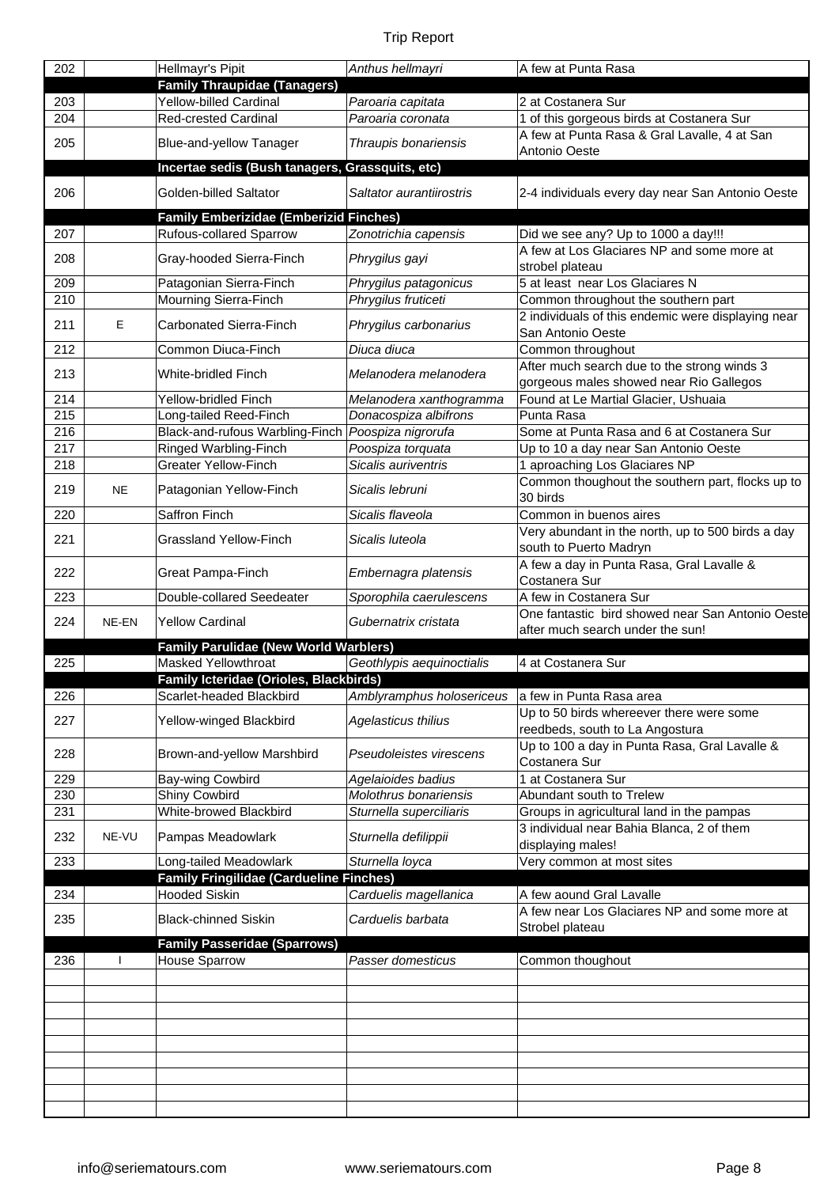| | | | | |
|---|---|---|---|---|
| 202 | | Hellmayr's Pipit | *Anthus hellmayri* | A few at Punta Rasa |
| | | **Family Thraupidae (Tanagers)** | | |
| 203 | | Yellow-billed Cardinal | *Paroaria capitata* | 2 at Costanera Sur |
| 204 | | Red-crested Cardinal | *Paroaria coronata* | 1 of this gorgeous birds at Costanera Sur |
| 205 | | Blue-and-yellow Tanager | *Thraupis bonariensis* | A few at Punta Rasa & Gral Lavalle, 4 at San Antonio Oeste |
| | | **Incertae sedis (Bush tanagers, Grassquits, etc)** | | |
| 206 | | Golden-billed Saltator | *Saltator aurantiirostris* | 2-4 individuals every day near San Antonio Oeste |
| | | **Family Emberizidae (Emberizid Finches)** | | |
| 207 | | Rufous-collared Sparrow | *Zonotrichia capensis* | Did we see any? Up to 1000 a day!!! |
| 208 | | Gray-hooded Sierra-Finch | *Phrygilus gayi* | A few at Los Glaciares NP and some more at strobel plateau |
| 209 | | Patagonian Sierra-Finch | *Phrygilus patagonicus* | 5 at least near Los Glaciares N |
| 210 | | Mourning Sierra-Finch | *Phrygilus fruticeti* | Common throughout the southern part |
| 211 | E | Carbonated Sierra-Finch | *Phrygilus carbonarius* | 2 individuals of this endemic were displaying near San Antonio Oeste |
| 212 | | Common Diuca-Finch | *Diuca diuca* | Common throughout |
| 213 | | White-bridled Finch | *Melanodera melanodera* | After much search due to the strong winds 3 gorgeous males showed near Rio Gallegos |
| 214 | | Yellow-bridled Finch | *Melanodera xanthogramma* | Found at Le Martial Glacier, Ushuaia |
| 215 | | Long-tailed Reed-Finch | *Donacospiza albifrons* | Punta Rasa |
| 216 | | Black-and-rufous Warbling-Finch | *Poospiza nigrorufa* | Some at Punta Rasa and 6 at Costanera Sur |
| 217 | | Ringed Warbling-Finch | *Poospiza torquata* | Up to 10 a day near San Antonio Oeste |
| 218 | | Greater Yellow-Finch | *Sicalis auriventris* | 1 aproaching Los Glaciares NP |
| 219 | NE | Patagonian Yellow-Finch | *Sicalis lebruni* | Common thoughout the southern part, flocks up to 30 birds |
| 220 | | Saffron Finch | *Sicalis flaveola* | Common in buenos aires |
| 221 | | Grassland Yellow-Finch | *Sicalis luteola* | Very abundant in the north, up to 500 birds a day south to Puerto Madryn |
| 222 | | Great Pampa-Finch | *Embernagra platensis* | A few a day in Punta Rasa, Gral Lavalle & Costanera Sur |
| 223 | | Double-collared Seedeater | *Sporophila caerulescens* | A few in Costanera Sur |
| 224 | NE-EN | Yellow Cardinal | *Gubernatrix cristata* | One fantastic bird showed near San Antonio Oeste after much search under the sun! |
| | | **Family Parulidae (New World Warblers)** | | |
| 225 | | Masked Yellowthroat | *Geothlypis aequinoctialis* | 4 at Costanera Sur |
| | | **Family Icteridae (Orioles, Blackbirds)** | | |
| 226 | | Scarlet-headed Blackbird | *Amblyramphus holosericeus* | a few in Punta Rasa area |
| 227 | | Yellow-winged Blackbird | *Agelasticus thilius* | Up to 50 birds whereever there were some reedbeds, south to La Angostura |
| 228 | | Brown-and-yellow Marshbird | *Pseudoleistes virescens* | Up to 100 a day in Punta Rasa, Gral Lavalle & Costanera Sur |
| 229 | | Bay-wing Cowbird | *Agelaioides badius* | 1 at Costanera Sur |
| 230 | | Shiny Cowbird | *Molothrus bonariensis* | Abundant south to Trelew |
| 231 | | White-browed Blackbird | *Sturnella superciliaris* | Groups in agricultural land in the pampas |
| 232 | NE-VU | Pampas Meadowlark | *Sturnella defilippii* | 3 individual near Bahia Blanca, 2 of them displaying males! |
| 233 | | Long-tailed Meadowlark | *Sturnella loyca* | Very common at most sites |
| | | **Family Fringilidae (Cardueline Finches)** | | |
| 234 | | Hooded Siskin | *Carduelis magellanica* | A few aound Gral Lavalle |
| 235 | | Black-chinned Siskin | *Carduelis barbata* | A few near Los Glaciares NP and some more at Strobel plateau |
| | | **Family Passeridae (Sparrows)** | | |
| 236 | I | House Sparrow | *Passer domesticus* | Common thoughout |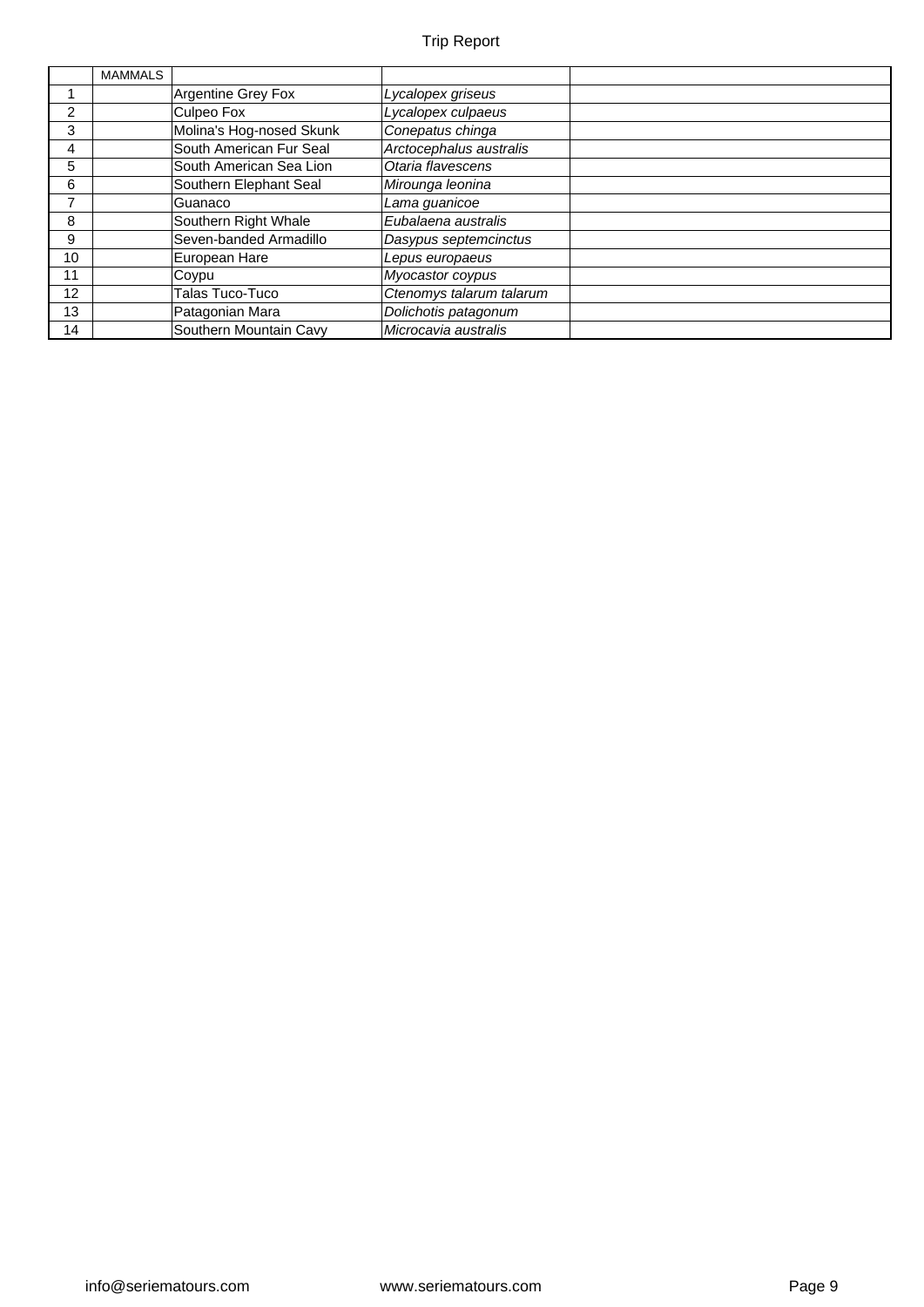| | MAMMALS | | | |
|---|---|---|---|---|
| 1 | | Argentine Grey Fox | *Lycalopex griseus* | |
| 2 | | Culpeo Fox | *Lycalopex culpaeus* | |
| 3 | | Molina's Hog-nosed Skunk | *Conepatus chinga* | |
| 4 | | South American Fur Seal | *Arctocephalus australis* | |
| 5 | | South American Sea Lion | *Otaria flavescens* | |
| 6 | | Southern Elephant Seal | *Mirounga leonina* | |
| 7 | | Guanaco | *Lama guanicoe* | |
| 8 | | Southern Right Whale | *Eubalaena australis* | |
| 9 | | Seven-banded Armadillo | *Dasypus septemcinctus* | |
| 10 | | European Hare | *Lepus europaeus* | |
| 11 | | Coypu | *Myocastor coypus* | |
| 12 | | Talas Tuco-Tuco | *Ctenomys talarum talarum* | |
| 13 | | Patagonian Mara | *Dolichotis patagonum* | |
| 14 | | Southern Mountain Cavy | *Microcavia australis* | |

info@seriematours.com www.seriematours.com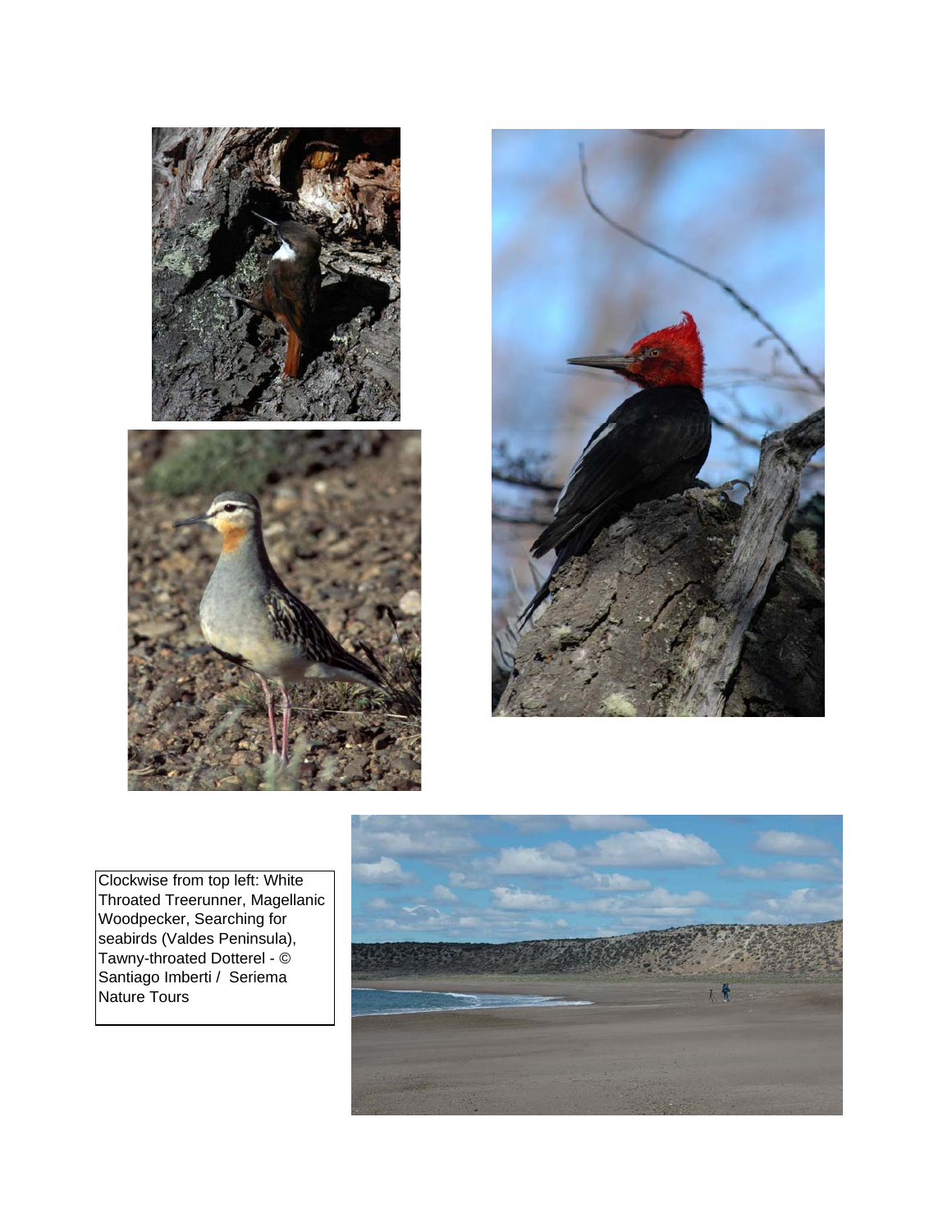Clockwise from top left: White Throated Treerunner, Magellanic Woodpecker, Searching for seabirds (Valdes Peninsula), Tawny-throated Dotterel - © Santiago Imberti / Seriema Nature Tours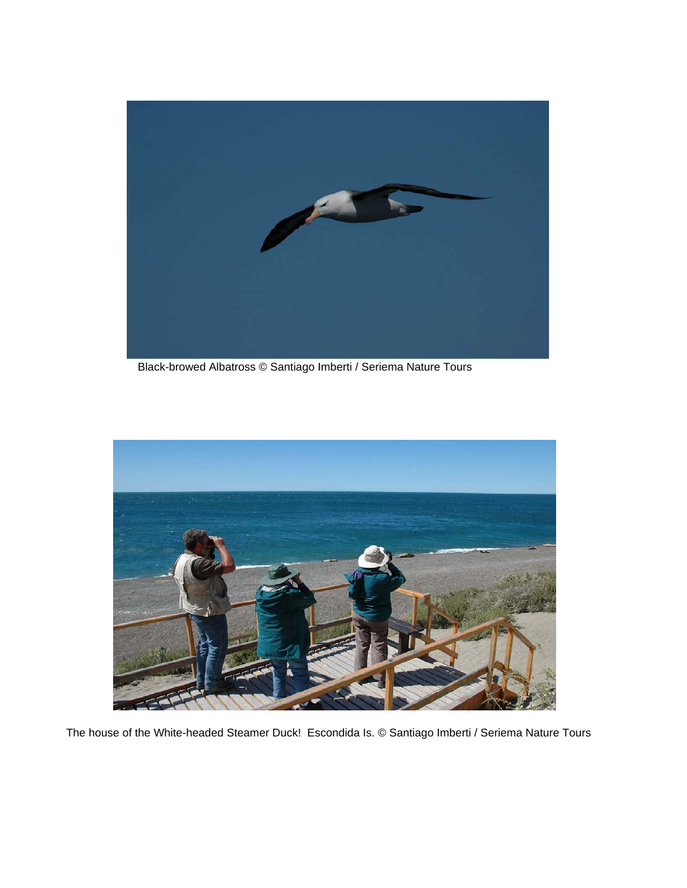Black-browed Albatross © Santiago Imberti / Seriema Nature Tours

The house of the White-headed Steamer Duck! Escondida Is. © Santiago Imberti / Seriema Nature Tours